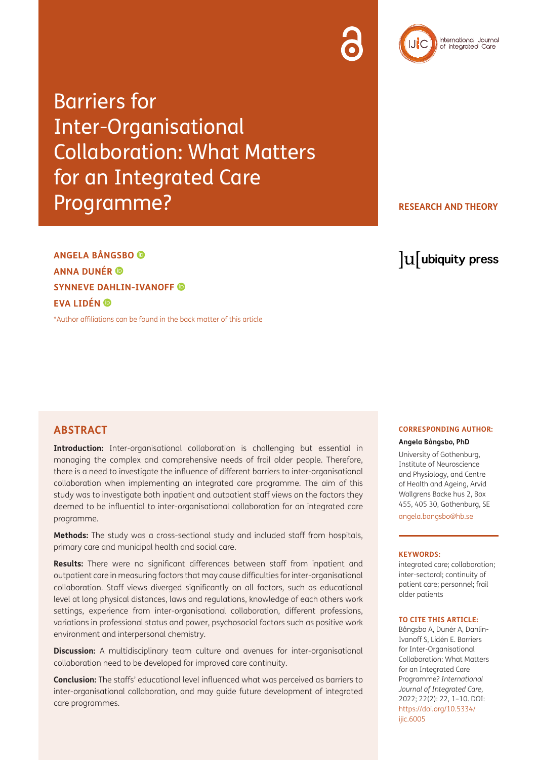# Barriers for Inter-Organisational Collaboration: What Matters for an Integrated Care Programme?

RESEARCH AND THEORY

**ANGELA BÅNGSBO**
**ANNA DUNÉR**
**SYNNEVE DAHLIN-IVANOFF**
**EVA LIDÉN**

*Author affiliations can be found in the back matter of this article

## ABSTRACT

**Introduction:** Inter-organisational collaboration is challenging but essential in managing the complex and comprehensive needs of frail older people. Therefore, there is a need to investigate the influence of different barriers to inter-organisational collaboration when implementing an integrated care programme. The aim of this study was to investigate both inpatient and outpatient staff views on the factors they deemed to be influential to inter-organisational collaboration for an integrated care programme.

**Methods:** The study was a cross-sectional study and included staff from hospitals, primary care and municipal health and social care.

**Results:** There were no significant differences between staff from inpatient and outpatient care in measuring factors that may cause difficulties for inter-organisational collaboration. Staff views diverged significantly on all factors, such as educational level at long physical distances, laws and regulations, knowledge of each others work settings, experience from inter-organisational collaboration, different professions, variations in professional status and power, psychosocial factors such as positive work environment and interpersonal chemistry.

**Discussion:** A multidisciplinary team culture and avenues for inter-organisational collaboration need to be developed for improved care continuity.

**Conclusion:** The staffs' educational level influenced what was perceived as barriers to inter-organisational collaboration, and may guide future development of integrated care programmes.

**CORRESPONDING AUTHOR:**

**Angela Bångsbo, PhD**

University of Gothenburg, Institute of Neuroscience and Physiology, and Centre of Health and Ageing, Arvid Wallgrens Backe hus 2, Box 455, 405 30, Gothenburg, SE

angela.bangsbo@hb.se

**KEYWORDS:**

integrated care; collaboration; inter-sectoral; continuity of patient care; personnel; frail older patients

**TO CITE THIS ARTICLE:**

Bångsbo A, Dunér A, Dahlin-Ivanoff S, Lidén E. Barriers for Inter-Organisational Collaboration: What Matters for an Integrated Care Programme? *International Journal of Integrated Care*, 2022; 22(2): 22, 1–10. DOI: https://doi.org/10.5334/ijic.6005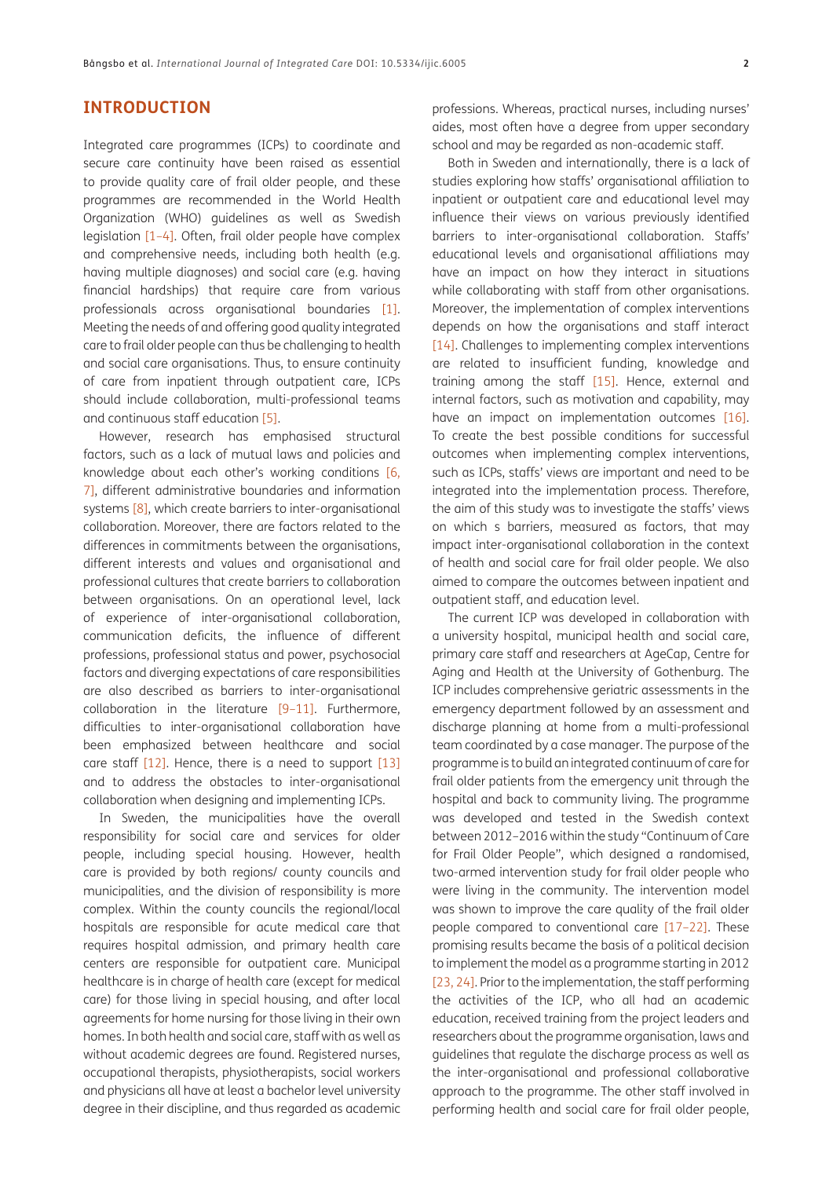## INTRODUCTION

Integrated care programmes (ICPs) to coordinate and secure care continuity have been raised as essential to provide quality care of frail older people, and these programmes are recommended in the World Health Organization (WHO) guidelines as well as Swedish legislation [1–4]. Often, frail older people have complex and comprehensive needs, including both health (e.g. having multiple diagnoses) and social care (e.g. having financial hardships) that require care from various professionals across organisational boundaries [1]. Meeting the needs of and offering good quality integrated care to frail older people can thus be challenging to health and social care organisations. Thus, to ensure continuity of care from inpatient through outpatient care, ICPs should include collaboration, multi-professional teams and continuous staff education [5].

However, research has emphasised structural factors, such as a lack of mutual laws and policies and knowledge about each other's working conditions [6, 7], different administrative boundaries and information systems [8], which create barriers to inter-organisational collaboration. Moreover, there are factors related to the differences in commitments between the organisations, different interests and values and organisational and professional cultures that create barriers to collaboration between organisations. On an operational level, lack of experience of inter-organisational collaboration, communication deficits, the influence of different professions, professional status and power, psychosocial factors and diverging expectations of care responsibilities are also described as barriers to inter-organisational collaboration in the literature [9–11]. Furthermore, difficulties to inter-organisational collaboration have been emphasized between healthcare and social care staff [12]. Hence, there is a need to support [13] and to address the obstacles to inter-organisational collaboration when designing and implementing ICPs.

In Sweden, the municipalities have the overall responsibility for social care and services for older people, including special housing. However, health care is provided by both regions/ county councils and municipalities, and the division of responsibility is more complex. Within the county councils the regional/local hospitals are responsible for acute medical care that requires hospital admission, and primary health care centers are responsible for outpatient care. Municipal healthcare is in charge of health care (except for medical care) for those living in special housing, and after local agreements for home nursing for those living in their own homes. In both health and social care, staff with as well as without academic degrees are found. Registered nurses, occupational therapists, physiotherapists, social workers and physicians all have at least a bachelor level university degree in their discipline, and thus regarded as academic professions. Whereas, practical nurses, including nurses' aides, most often have a degree from upper secondary school and may be regarded as non-academic staff.

Both in Sweden and internationally, there is a lack of studies exploring how staffs' organisational affiliation to inpatient or outpatient care and educational level may influence their views on various previously identified barriers to inter-organisational collaboration. Staffs' educational levels and organisational affiliations may have an impact on how they interact in situations while collaborating with staff from other organisations. Moreover, the implementation of complex interventions depends on how the organisations and staff interact [14]. Challenges to implementing complex interventions are related to insufficient funding, knowledge and training among the staff [15]. Hence, external and internal factors, such as motivation and capability, may have an impact on implementation outcomes [16]. To create the best possible conditions for successful outcomes when implementing complex interventions, such as ICPs, staffs' views are important and need to be integrated into the implementation process. Therefore, the aim of this study was to investigate the staffs' views on which s barriers, measured as factors, that may impact inter-organisational collaboration in the context of health and social care for frail older people. We also aimed to compare the outcomes between inpatient and outpatient staff, and education level.

The current ICP was developed in collaboration with a university hospital, municipal health and social care, primary care staff and researchers at AgeCap, Centre for Aging and Health at the University of Gothenburg. The ICP includes comprehensive geriatric assessments in the emergency department followed by an assessment and discharge planning at home from a multi-professional team coordinated by a case manager. The purpose of the programme is to build an integrated continuum of care for frail older patients from the emergency unit through the hospital and back to community living. The programme was developed and tested in the Swedish context between 2012–2016 within the study "Continuum of Care for Frail Older People", which designed a randomised, two-armed intervention study for frail older people who were living in the community. The intervention model was shown to improve the care quality of the frail older people compared to conventional care [17–22]. These promising results became the basis of a political decision to implement the model as a programme starting in 2012 [23, 24]. Prior to the implementation, the staff performing the activities of the ICP, who all had an academic education, received training from the project leaders and researchers about the programme organisation, laws and guidelines that regulate the discharge process as well as the inter-organisational and professional collaborative approach to the programme. The other staff involved in performing health and social care for frail older people,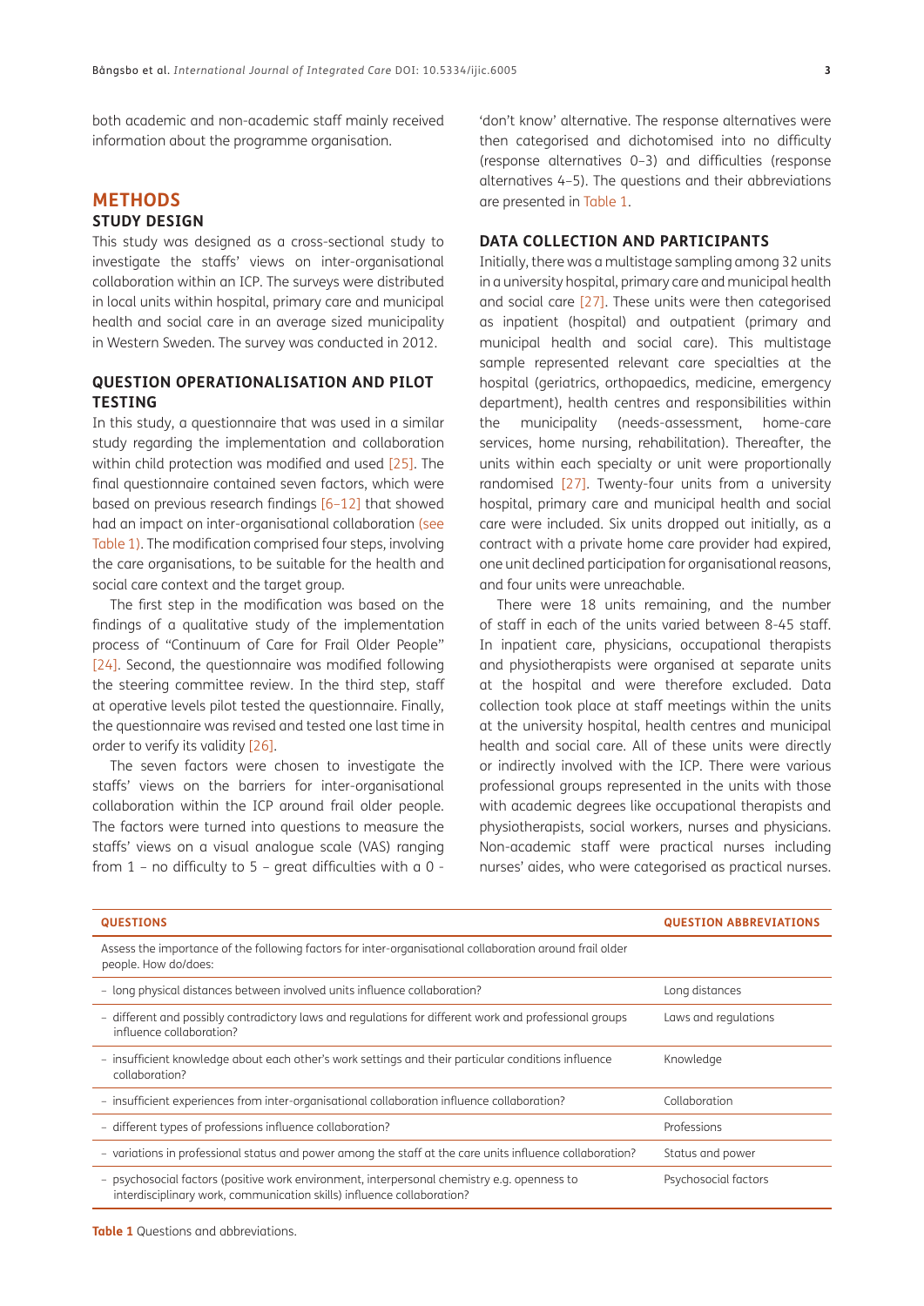both academic and non-academic staff mainly received information about the programme organisation.

## METHODS

### STUDY DESIGN

This study was designed as a cross-sectional study to investigate the staffs' views on inter-organisational collaboration within an ICP. The surveys were distributed in local units within hospital, primary care and municipal health and social care in an average sized municipality in Western Sweden. The survey was conducted in 2012.

### QUESTION OPERATIONALISATION AND PILOT TESTING

In this study, a questionnaire that was used in a similar study regarding the implementation and collaboration within child protection was modified and used [25]. The final questionnaire contained seven factors, which were based on previous research findings [6–12] that showed had an impact on inter-organisational collaboration (see Table 1). The modification comprised four steps, involving the care organisations, to be suitable for the health and social care context and the target group.

The first step in the modification was based on the findings of a qualitative study of the implementation process of "Continuum of Care for Frail Older People" [24]. Second, the questionnaire was modified following the steering committee review. In the third step, staff at operative levels pilot tested the questionnaire. Finally, the questionnaire was revised and tested one last time in order to verify its validity [26].

The seven factors were chosen to investigate the staffs' views on the barriers for inter-organisational collaboration within the ICP around frail older people. The factors were turned into questions to measure the staffs' views on a visual analogue scale (VAS) ranging from 1 – no difficulty to 5 – great difficulties with a 0 - 'don't know' alternative. The response alternatives were then categorised and dichotomised into no difficulty (response alternatives 0–3) and difficulties (response alternatives 4–5). The questions and their abbreviations are presented in Table 1.

### DATA COLLECTION AND PARTICIPANTS

Initially, there was a multistage sampling among 32 units in a university hospital, primary care and municipal health and social care [27]. These units were then categorised as inpatient (hospital) and outpatient (primary and municipal health and social care). This multistage sample represented relevant care specialties at the hospital (geriatrics, orthopaedics, medicine, emergency department), health centres and responsibilities within the municipality (needs-assessment, home-care services, home nursing, rehabilitation). Thereafter, the units within each specialty or unit were proportionally randomised [27]. Twenty-four units from a university hospital, primary care and municipal health and social care were included. Six units dropped out initially, as a contract with a private home care provider had expired, one unit declined participation for organisational reasons, and four units were unreachable.

There were 18 units remaining, and the number of staff in each of the units varied between 8-45 staff. In inpatient care, physicians, occupational therapists and physiotherapists were organised at separate units at the hospital and were therefore excluded. Data collection took place at staff meetings within the units at the university hospital, health centres and municipal health and social care. All of these units were directly or indirectly involved with the ICP. There were various professional groups represented in the units with those with academic degrees like occupational therapists and physiotherapists, social workers, nurses and physicians. Non-academic staff were practical nurses including nurses' aides, who were categorised as practical nurses.

| QUESTIONS | QUESTION ABBREVIATIONS |
|---|---|
| Assess the importance of the following factors for inter-organisational collaboration around frail older people. How do/does: | |
| – long physical distances between involved units influence collaboration? | Long distances |
| – different and possibly contradictory laws and regulations for different work and professional groups influence collaboration? | Laws and regulations |
| – insufficient knowledge about each other's work settings and their particular conditions influence collaboration? | Knowledge |
| – insufficient experiences from inter-organisational collaboration influence collaboration? | Collaboration |
| – different types of professions influence collaboration? | Professions |
| – variations in professional status and power among the staff at the care units influence collaboration? | Status and power |
| – psychosocial factors (positive work environment, interpersonal chemistry e.g. openness to interdisciplinary work, communication skills) influence collaboration? | Psychosocial factors |

**Table 1** Questions and abbreviations.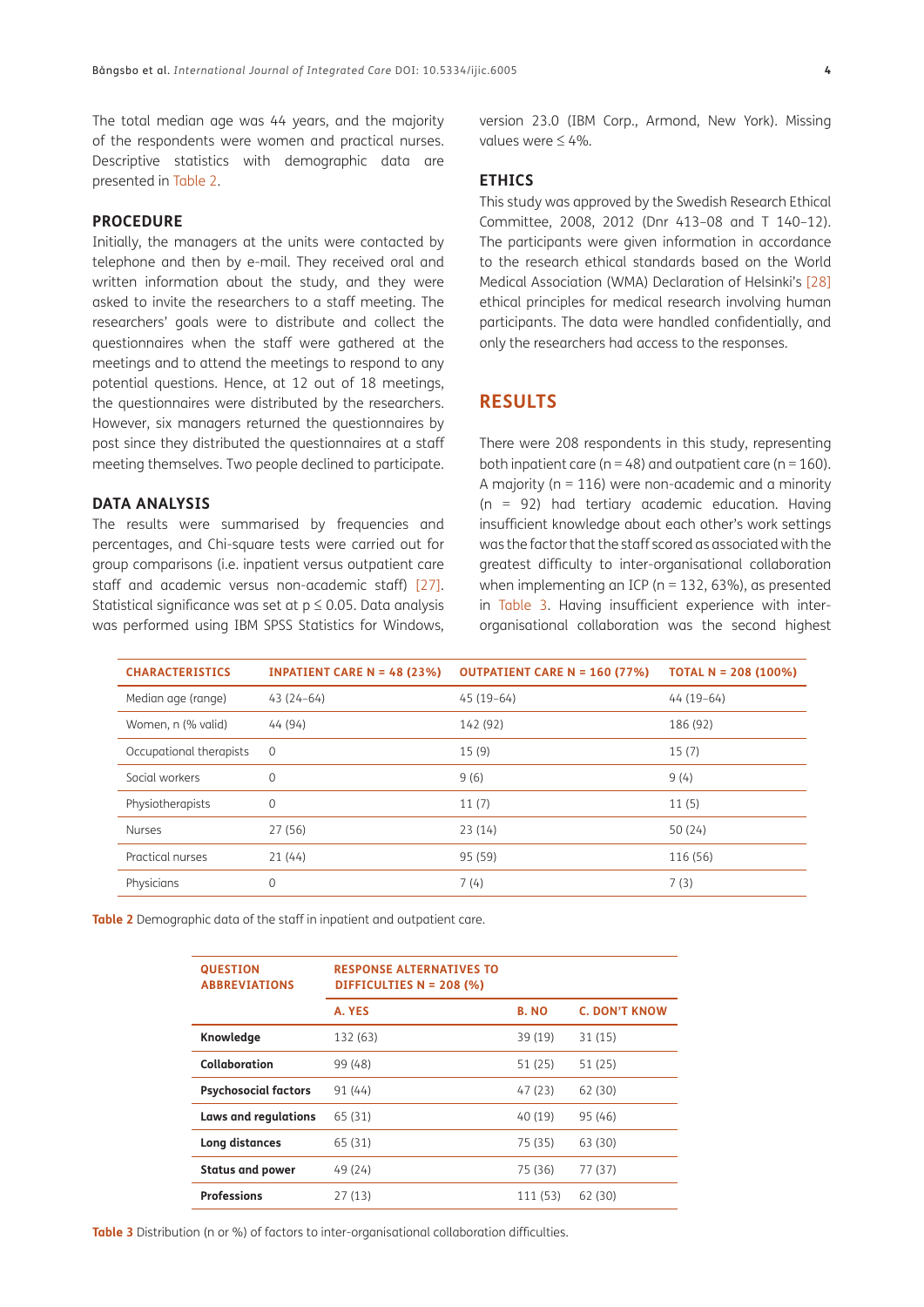The total median age was 44 years, and the majority of the respondents were women and practical nurses. Descriptive statistics with demographic data are presented in Table 2.

### PROCEDURE

Initially, the managers at the units were contacted by telephone and then by e-mail. They received oral and written information about the study, and they were asked to invite the researchers to a staff meeting. The researchers' goals were to distribute and collect the questionnaires when the staff were gathered at the meetings and to attend the meetings to respond to any potential questions. Hence, at 12 out of 18 meetings, the questionnaires were distributed by the researchers. However, six managers returned the questionnaires by post since they distributed the questionnaires at a staff meeting themselves. Two people declined to participate.

### DATA ANALYSIS

The results were summarised by frequencies and percentages, and Chi-square tests were carried out for group comparisons (i.e. inpatient versus outpatient care staff and academic versus non-academic staff) [27]. Statistical significance was set at $p \leq 0.05$. Data analysis was performed using IBM SPSS Statistics for Windows, version 23.0 (IBM Corp., Armond, New York). Missing values were ≤ 4%.

### ETHICS

This study was approved by the Swedish Research Ethical Committee, 2008, 2012 (Dnr 413–08 and T 140–12). The participants were given information in accordance to the research ethical standards based on the World Medical Association (WMA) Declaration of Helsinki's [28] ethical principles for medical research involving human participants. The data were handled confidentially, and only the researchers had access to the responses.

## RESULTS

There were 208 respondents in this study, representing both inpatient care (n = 48) and outpatient care (n = 160). A majority (n = 116) were non-academic and a minority (n = 92) had tertiary academic education. Having insufficient knowledge about each other's work settings was the factor that the staff scored as associated with the greatest difficulty to inter-organisational collaboration when implementing an ICP (n = 132, 63%), as presented in Table 3. Having insufficient experience with inter-organisational collaboration was the second highest

| CHARACTERISTICS | INPATIENT CARE N = 48 (23%) | OUTPATIENT CARE N = 160 (77%) | TOTAL N = 208 (100%) |
|---|---|---|---|
| Median age (range) | 43 (24–64) | 45 (19–64) | 44 (19–64) |
| Women, n (% valid) | 44 (94) | 142 (92) | 186 (92) |
| Occupational therapists | 0 | 15 (9) | 15 (7) |
| Social workers | 0 | 9 (6) | 9 (4) |
| Physiotherapists | 0 | 11 (7) | 11 (5) |
| Nurses | 27 (56) | 23 (14) | 50 (24) |
| Practical nurses | 21 (44) | 95 (59) | 116 (56) |
| Physicians | 0 | 7 (4) | 7 (3) |

**Table 2** Demographic data of the staff in inpatient and outpatient care.

| QUESTION ABBREVIATIONS | RESPONSE ALTERNATIVES TO DIFFICULTIES N = 208 (%) | | |
|---|---|---|---|
| | A. YES | B. NO | C. DON'T KNOW |
| **Knowledge** | 132 (63) | 39 (19) | 31 (15) |
| **Collaboration** | 99 (48) | 51 (25) | 51 (25) |
| **Psychosocial factors** | 91 (44) | 47 (23) | 62 (30) |
| **Laws and regulations** | 65 (31) | 40 (19) | 95 (46) |
| **Long distances** | 65 (31) | 75 (35) | 63 (30) |
| **Status and power** | 49 (24) | 75 (36) | 77 (37) |
| **Professions** | 27 (13) | 111 (53) | 62 (30) |

**Table 3** Distribution (n or %) of factors to inter-organisational collaboration difficulties.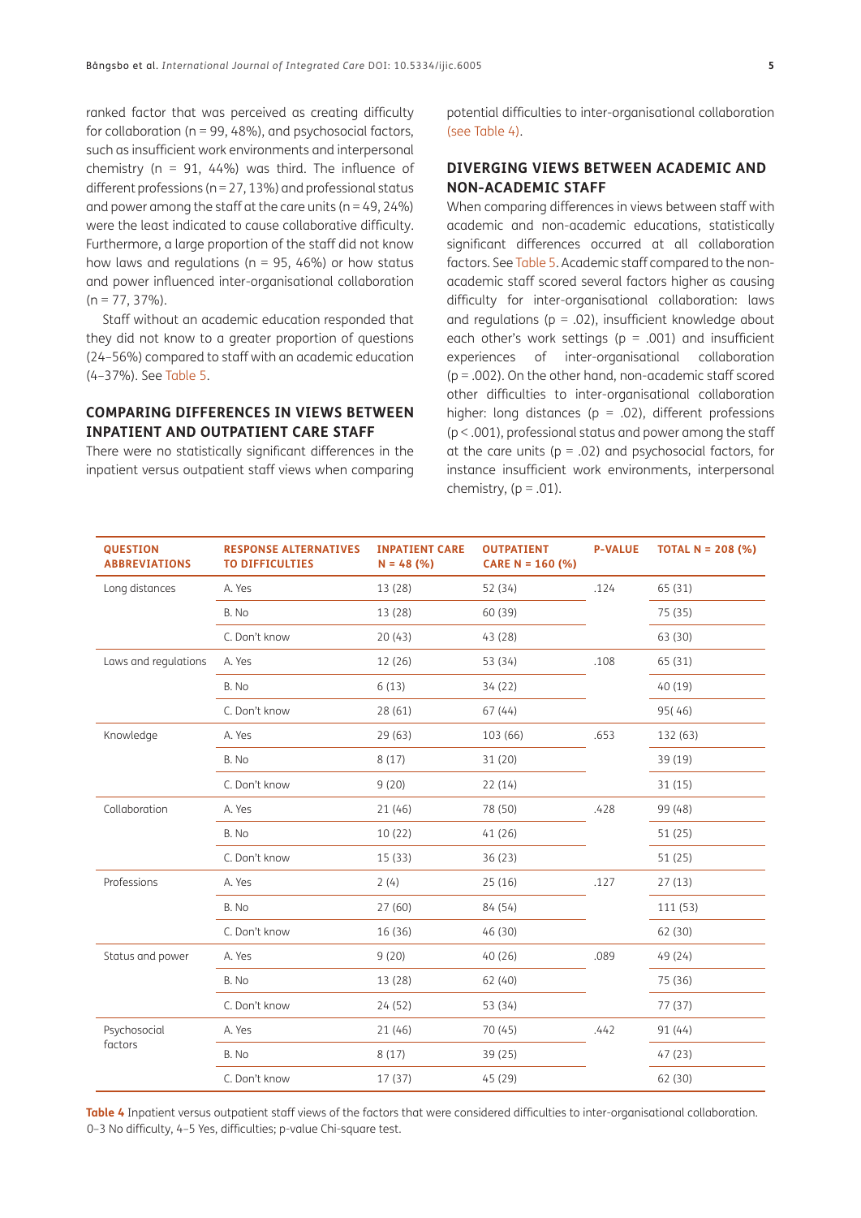ranked factor that was perceived as creating difficulty for collaboration (n = 99, 48%), and psychosocial factors, such as insufficient work environments and interpersonal chemistry (n = 91, 44%) was third. The influence of different professions (n = 27, 13%) and professional status and power among the staff at the care units (n = 49, 24%) were the least indicated to cause collaborative difficulty. Furthermore, a large proportion of the staff did not know how laws and regulations (n = 95, 46%) or how status and power influenced inter-organisational collaboration (n = 77, 37%).

Staff without an academic education responded that they did not know to a greater proportion of questions (24–56%) compared to staff with an academic education (4–37%). See Table 5.

## COMPARING DIFFERENCES IN VIEWS BETWEEN INPATIENT AND OUTPATIENT CARE STAFF

There were no statistically significant differences in the inpatient versus outpatient staff views when comparing potential difficulties to inter-organisational collaboration (see Table 4).

## DIVERGING VIEWS BETWEEN ACADEMIC AND NON-ACADEMIC STAFF

When comparing differences in views between staff with academic and non-academic educations, statistically significant differences occurred at all collaboration factors. See Table 5. Academic staff compared to the non-academic staff scored several factors higher as causing difficulty for inter-organisational collaboration: laws and regulations ($p = .02$), insufficient knowledge about each other's work settings ($p = .001$) and insufficient experiences of inter-organisational collaboration ($p = .002$). On the other hand, non-academic staff scored other difficulties to inter-organisational collaboration higher: long distances ($p = .02$), different professions ($p < .001$), professional status and power among the staff at the care units ($p = .02$) and psychosocial factors, for instance insufficient work environments, interpersonal chemistry, ($p = .01$).

| QUESTION ABBREVIATIONS | RESPONSE ALTERNATIVES TO DIFFICULTIES | INPATIENT CARE N = 48 (%) | OUTPATIENT CARE N = 160 (%) | P-VALUE | TOTAL N = 208 (%) |
|---|---|---|---|---|---|
| Long distances | A. Yes | 13 (28) | 52 (34) | .124 | 65 (31) |
| | B. No | 13 (28) | 60 (39) | | 75 (35) |
| | C. Don't know | 20 (43) | 43 (28) | | 63 (30) |
| Laws and regulations | A. Yes | 12 (26) | 53 (34) | .108 | 65 (31) |
| | B. No | 6 (13) | 34 (22) | | 40 (19) |
| | C. Don't know | 28 (61) | 67 (44) | | 95( 46) |
| Knowledge | A. Yes | 29 (63) | 103 (66) | .653 | 132 (63) |
| | B. No | 8 (17) | 31 (20) | | 39 (19) |
| | C. Don't know | 9 (20) | 22 (14) | | 31 (15) |
| Collaboration | A. Yes | 21 (46) | 78 (50) | .428 | 99 (48) |
| | B. No | 10 (22) | 41 (26) | | 51 (25) |
| | C. Don't know | 15 (33) | 36 (23) | | 51 (25) |
| Professions | A. Yes | 2 (4) | 25 (16) | .127 | 27 (13) |
| | B. No | 27 (60) | 84 (54) | | 111 (53) |
| | C. Don't know | 16 (36) | 46 (30) | | 62 (30) |
| Status and power | A. Yes | 9 (20) | 40 (26) | .089 | 49 (24) |
| | B. No | 13 (28) | 62 (40) | | 75 (36) |
| | C. Don't know | 24 (52) | 53 (34) | | 77 (37) |
| Psychosocial factors | A. Yes | 21 (46) | 70 (45) | .442 | 91 (44) |
| | B. No | 8 (17) | 39 (25) | | 47 (23) |
| | C. Don't know | 17 (37) | 45 (29) | | 62 (30) |

**Table 4** Inpatient versus outpatient staff views of the factors that were considered difficulties to inter-organisational collaboration. 0–3 No difficulty, 4–5 Yes, difficulties; p-value Chi-square test.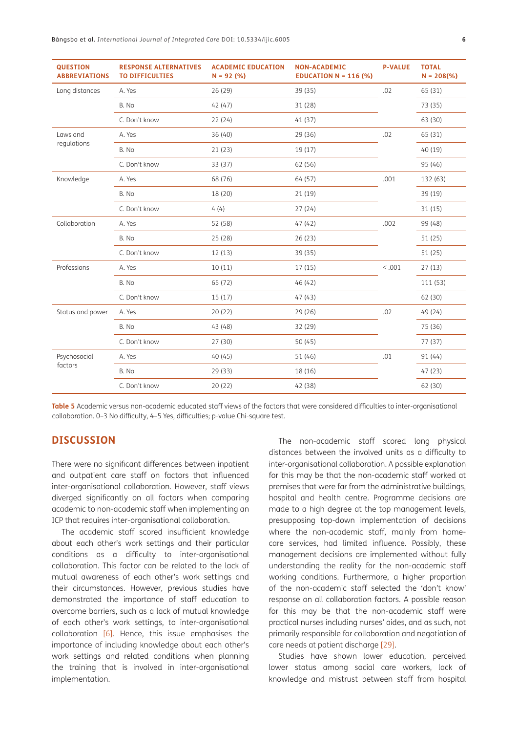| QUESTION ABBREVIATIONS | RESPONSE ALTERNATIVES TO DIFFICULTIES | ACADEMIC EDUCATION N = 92 (%) | NON-ACADEMIC EDUCATION N = 116 (%) | P-VALUE | TOTAL N = 208(%) |
|---|---|---|---|---|---|
| Long distances | A. Yes | 26 (29) | 39 (35) | .02 | 65 (31) |
| | B. No | 42 (47) | 31 (28) | | 73 (35) |
| | C. Don't know | 22 (24) | 41 (37) | | 63 (30) |
| Laws and regulations | A. Yes | 36 (40) | 29 (36) | .02 | 65 (31) |
| | B. No | 21 (23) | 19 (17) | | 40 (19) |
| | C. Don't know | 33 (37) | 62 (56) | | 95 (46) |
| Knowledge | A. Yes | 68 (76) | 64 (57) | .001 | 132 (63) |
| | B. No | 18 (20) | 21 (19) | | 39 (19) |
| | C. Don't know | 4 (4) | 27 (24) | | 31 (15) |
| Collaboration | A. Yes | 52 (58) | 47 (42) | .002 | 99 (48) |
| | B. No | 25 (28) | 26 (23) | | 51 (25) |
| | C. Don't know | 12 (13) | 39 (35) | | 51 (25) |
| Professions | A. Yes | 10 (11) | 17 (15) | < .001 | 27 (13) |
| | B. No | 65 (72) | 46 (42) | | 111 (53) |
| | C. Don't know | 15 (17) | 47 (43) | | 62 (30) |
| Status and power | A. Yes | 20 (22) | 29 (26) | .02 | 49 (24) |
| | B. No | 43 (48) | 32 (29) | | 75 (36) |
| | C. Don't know | 27 (30) | 50 (45) | | 77 (37) |
| Psychosocial factors | A. Yes | 40 (45) | 51 (46) | .01 | 91 (44) |
| | B. No | 29 (33) | 18 (16) | | 47 (23) |
| | C. Don't know | 20 (22) | 42 (38) | | 62 (30) |

**Table 5** Academic versus non-academic educated staff views of the factors that were considered difficulties to inter-organisational collaboration. 0–3 No difficulty, 4–5 Yes, difficulties; p-value Chi-square test.

## DISCUSSION

There were no significant differences between inpatient and outpatient care staff on factors that influenced inter-organisational collaboration. However, staff views diverged significantly on all factors when comparing academic to non-academic staff when implementing an ICP that requires inter-organisational collaboration.

The academic staff scored insufficient knowledge about each other's work settings and their particular conditions as a difficulty to inter-organisational collaboration. This factor can be related to the lack of mutual awareness of each other's work settings and their circumstances. However, previous studies have demonstrated the importance of staff education to overcome barriers, such as a lack of mutual knowledge of each other's work settings, to inter-organisational collaboration [6]. Hence, this issue emphasises the importance of including knowledge about each other's work settings and related conditions when planning the training that is involved in inter-organisational implementation.

The non-academic staff scored long physical distances between the involved units as a difficulty to inter-organisational collaboration. A possible explanation for this may be that the non-academic staff worked at premises that were far from the administrative buildings, hospital and health centre. Programme decisions are made to a high degree at the top management levels, presupposing top-down implementation of decisions where the non-academic staff, mainly from home-care services, had limited influence. Possibly, these management decisions are implemented without fully understanding the reality for the non-academic staff working conditions. Furthermore, a higher proportion of the non-academic staff selected the 'don't know' response on all collaboration factors. A possible reason for this may be that the non-academic staff were practical nurses including nurses' aides, and as such, not primarily responsible for collaboration and negotiation of care needs at patient discharge [29].

Studies have shown lower education, perceived lower status among social care workers, lack of knowledge and mistrust between staff from hospital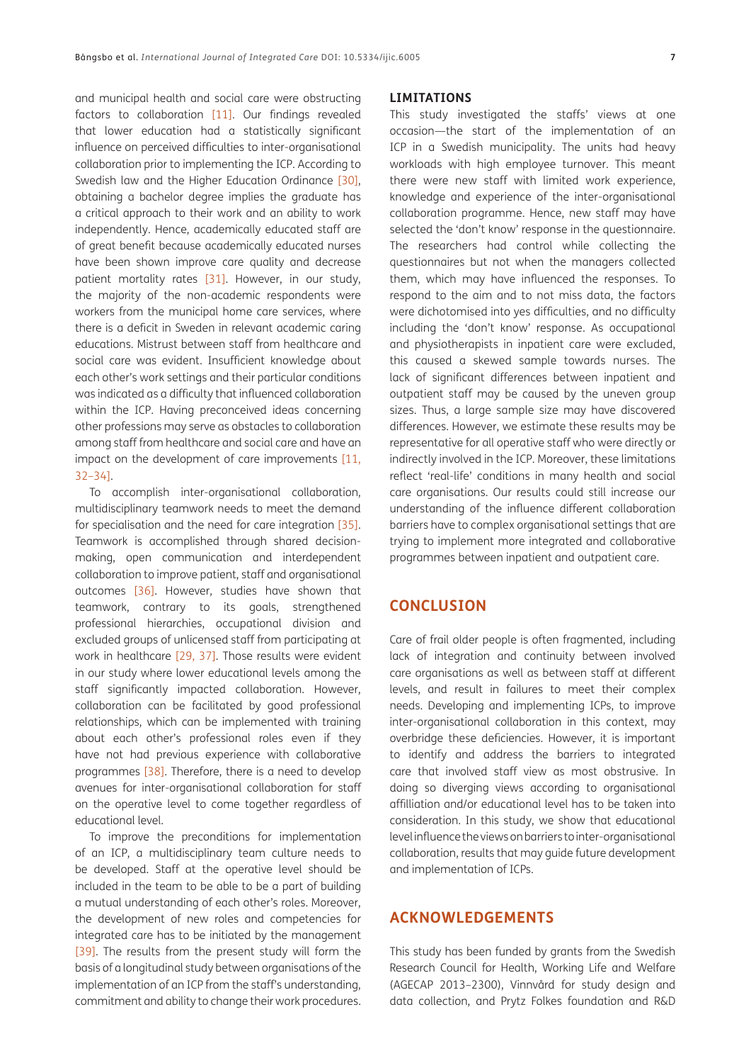and municipal health and social care were obstructing factors to collaboration [11]. Our findings revealed that lower education had a statistically significant influence on perceived difficulties to inter-organisational collaboration prior to implementing the ICP. According to Swedish law and the Higher Education Ordinance [30], obtaining a bachelor degree implies the graduate has a critical approach to their work and an ability to work independently. Hence, academically educated staff are of great benefit because academically educated nurses have been shown improve care quality and decrease patient mortality rates [31]. However, in our study, the majority of the non-academic respondents were workers from the municipal home care services, where there is a deficit in Sweden in relevant academic caring educations. Mistrust between staff from healthcare and social care was evident. Insufficient knowledge about each other's work settings and their particular conditions was indicated as a difficulty that influenced collaboration within the ICP. Having preconceived ideas concerning other professions may serve as obstacles to collaboration among staff from healthcare and social care and have an impact on the development of care improvements [11, 32–34].

To accomplish inter-organisational collaboration, multidisciplinary teamwork needs to meet the demand for specialisation and the need for care integration [35]. Teamwork is accomplished through shared decision-making, open communication and interdependent collaboration to improve patient, staff and organisational outcomes [36]. However, studies have shown that teamwork, contrary to its goals, strengthened professional hierarchies, occupational division and excluded groups of unlicensed staff from participating at work in healthcare [29, 37]. Those results were evident in our study where lower educational levels among the staff significantly impacted collaboration. However, collaboration can be facilitated by good professional relationships, which can be implemented with training about each other's professional roles even if they have not had previous experience with collaborative programmes [38]. Therefore, there is a need to develop avenues for inter-organisational collaboration for staff on the operative level to come together regardless of educational level.

To improve the preconditions for implementation of an ICP, a multidisciplinary team culture needs to be developed. Staff at the operative level should be included in the team to be able to be a part of building a mutual understanding of each other's roles. Moreover, the development of new roles and competencies for integrated care has to be initiated by the management [39]. The results from the present study will form the basis of a longitudinal study between organisations of the implementation of an ICP from the staff's understanding, commitment and ability to change their work procedures.

## LIMITATIONS

This study investigated the staffs' views at one occasion—the start of the implementation of an ICP in a Swedish municipality. The units had heavy workloads with high employee turnover. This meant there were new staff with limited work experience, knowledge and experience of the inter-organisational collaboration programme. Hence, new staff may have selected the 'don't know' response in the questionnaire. The researchers had control while collecting the questionnaires but not when the managers collected them, which may have influenced the responses. To respond to the aim and to not miss data, the factors were dichotomised into yes difficulties, and no difficulty including the 'don't know' response. As occupational and physiotherapists in inpatient care were excluded, this caused a skewed sample towards nurses. The lack of significant differences between inpatient and outpatient staff may be caused by the uneven group sizes. Thus, a large sample size may have discovered differences. However, we estimate these results may be representative for all operative staff who were directly or indirectly involved in the ICP. Moreover, these limitations reflect 'real-life' conditions in many health and social care organisations. Our results could still increase our understanding of the influence different collaboration barriers have to complex organisational settings that are trying to implement more integrated and collaborative programmes between inpatient and outpatient care.

## CONCLUSION

Care of frail older people is often fragmented, including lack of integration and continuity between involved care organisations as well as between staff at different levels, and result in failures to meet their complex needs. Developing and implementing ICPs, to improve inter-organisational collaboration in this context, may overbridge these deficiencies. However, it is important to identify and address the barriers to integrated care that involved staff view as most obstrusive. In doing so diverging views according to organisational affilliation and/or educational level has to be taken into consideration. In this study, we show that educational level influence the views on barriers to inter-organisational collaboration, results that may guide future development and implementation of ICPs.

## ACKNOWLEDGEMENTS

This study has been funded by grants from the Swedish Research Council for Health, Working Life and Welfare (AGECAP 2013–2300), Vinnvård for study design and data collection, and Prytz Folkes foundation and R&D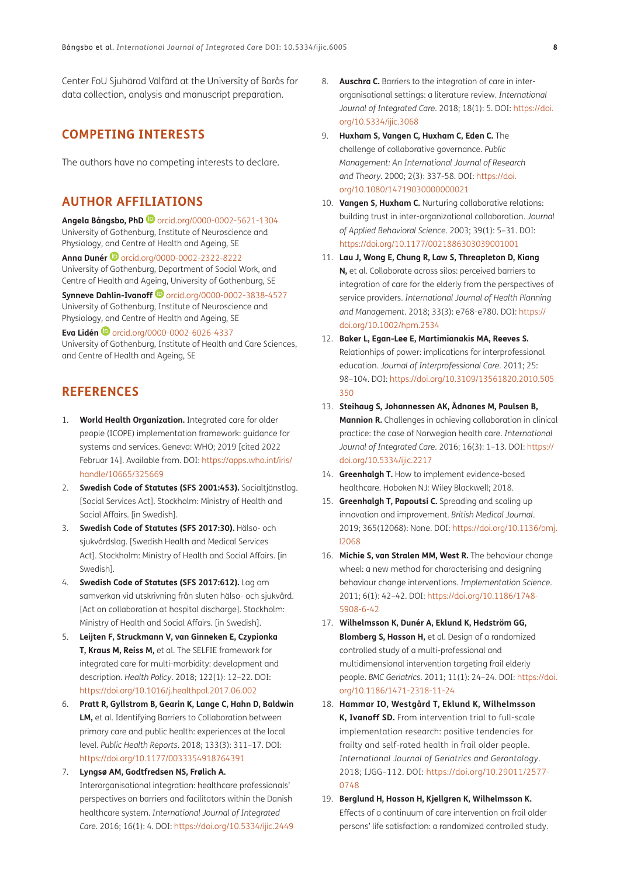Center FoU Sjuhärad Välfärd at the University of Borås for data collection, analysis and manuscript preparation.

## COMPETING INTERESTS

The authors have no competing interests to declare.

## AUTHOR AFFILIATIONS

**Angela Bångsbo, PhD** orcid.org/0000-0002-5621-1304
University of Gothenburg, Institute of Neuroscience and Physiology, and Centre of Health and Ageing, SE

**Anna Dunér** orcid.org/0000-0002-2322-8222
University of Gothenburg, Department of Social Work, and Centre of Health and Ageing, University of Gothenburg, SE

**Synneve Dahlin-Ivanoff** orcid.org/0000-0002-3838-4527
University of Gothenburg, Institute of Neuroscience and Physiology, and Centre of Health and Ageing, SE

**Eva Lidén** orcid.org/0000-0002-6026-4337
University of Gothenburg, Institute of Health and Care Sciences, and Centre of Health and Ageing, SE

## REFERENCES

1. **World Health Organization.** Integrated care for older people (ICOPE) implementation framework: guidance for systems and services. Geneva: WHO; 2019 [cited 2022 Februar 14]. Available from. DOI: https://apps.who.int/iris/handle/10665/325669
2. **Swedish Code of Statutes (SFS 2001:453).** Socialtjänstlag. [Social Services Act]. Stockholm: Ministry of Health and Social Affairs. [in Swedish].
3. **Swedish Code of Statutes (SFS 2017:30).** Hälso- och sjukvårdslag. [Swedish Health and Medical Services Act]. Stockholm: Ministry of Health and Social Affairs. [in Swedish].
4. **Swedish Code of Statutes (SFS 2017:612).** Lag om samverkan vid utskrivning från sluten hälso- och sjukvård. [Act on collaboration at hospital discharge]. Stockholm: Ministry of Health and Social Affairs. [in Swedish].
5. **Leijten F, Struckmann V, van Ginneken E, Czypionka T, Kraus M, Reiss M,** et al. The SELFIE framework for integrated care for multi-morbidity: development and description. *Health Policy*. 2018; 122(1): 12–22. DOI: https://doi.org/10.1016/j.healthpol.2017.06.002
6. **Pratt R, Gyllstrom B, Gearin K, Lange C, Hahn D, Baldwin LM,** et al. Identifying Barriers to Collaboration between primary care and public health: experiences at the local level. *Public Health Reports*. 2018; 133(3): 311–17. DOI: https://doi.org/10.1177/0033354918764391
7. **Lyngsø AM, Godtfredsen NS, Frølich A.** Interorganisational integration: healthcare professionals' perspectives on barriers and facilitators within the Danish healthcare system. *International Journal of Integrated Care*. 2016; 16(1): 4. DOI: https://doi.org/10.5334/ijic.2449
8. **Auschra C.** Barriers to the integration of care in inter-organisational settings: a literature review. *International Journal of Integrated Care*. 2018; 18(1): 5. DOI: https://doi.org/10.5334/ijic.3068
9. **Huxham S, Vangen C, Huxham C, Eden C.** The challenge of collaborative governance. *Public Management: An International Journal of Research and Theory*. 2000; 2(3): 337-58. DOI: https://doi.org/10.1080/14719030000000021
10. **Vangen S, Huxham C.** Nurturing collaborative relations: building trust in inter-organizational collaboration. *Journal of Applied Behavioral Science*. 2003; 39(1): 5–31. DOI: https://doi.org/10.1177/0021886303039001001
11. **Lau J, Wong E, Chung R, Law S, Threapleton D, Kiang N,** et al. Collaborate across silos: perceived barriers to integration of care for the elderly from the perspectives of service providers. *International Journal of Health Planning and Management*. 2018; 33(3): e768-e780. DOI: https://doi.org/10.1002/hpm.2534
12. **Baker L, Egan-Lee E, Martimianakis MA, Reeves S.** Relationhips of power: implications for interprofessional education. *Journal of Interprofessional Care*. 2011; 25: 98–104. DOI: https://doi.org/10.3109/13561820.2010.505350
13. **Steihaug S, Johannessen AK, Ådnanes M, Paulsen B, Mannion R.** Challenges in achieving collaboration in clinical practice: the case of Norwegian health care. *International Journal of Integrated Care*. 2016; 16(3): 1–13. DOI: https://doi.org/10.5334/ijic.2217
14. **Greenhalgh T.** How to implement evidence-based healthcare. Hoboken NJ: Wiley Blackwell; 2018.
15. **Greenhalgh T, Papoutsi C.** Spreading and scaling up innovation and improvement. *British Medical Journal*. 2019; 365(12068): None. DOI: https://doi.org/10.1136/bmj.l2068
16. **Michie S, van Stralen MM, West R.** The behaviour change wheel: a new method for characterising and designing behaviour change interventions. *Implementation Science*. 2011; 6(1): 42–42. DOI: https://doi.org/10.1186/1748-5908-6-42
17. **Wilhelmsson K, Dunér A, Eklund K, Hedström GG, Blomberg S, Hasson H,** et al. Design of a randomized controlled study of a multi-professional and multidimensional intervention targeting frail elderly people. *BMC Geriatrics*. 2011; 11(1): 24–24. DOI: https://doi.org/10.1186/1471-2318-11-24
18. **Hammar IO, Westgård T, Eklund K, Wilhelmsson K, Ivanoff SD.** From intervention trial to full-scale implementation research: positive tendencies for frailty and self-rated health in frail older people. *International Journal of Geriatrics and Gerontology*. 2018; IJGG–112. DOI: https://doi.org/10.29011/2577-0748
19. **Berglund H, Hasson H, Kjellgren K, Wilhelmsson K.** Effects of a continuum of care intervention on frail older persons' life satisfaction: a randomized controlled study.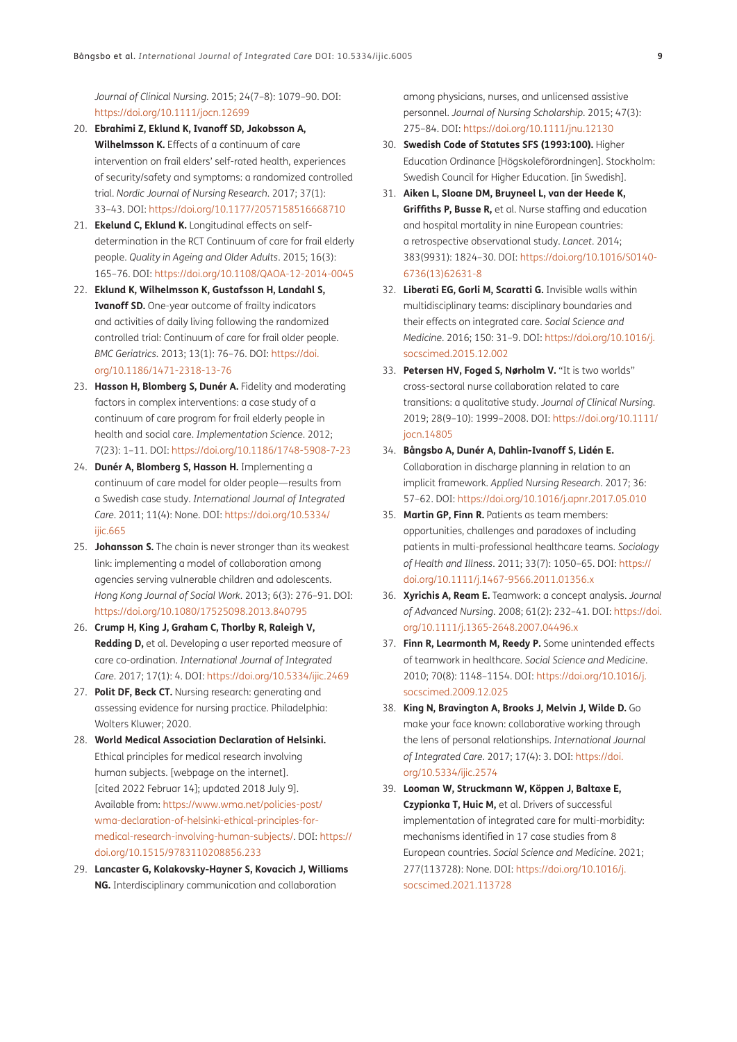*Journal of Clinical Nursing*. 2015; 24(7–8): 1079–90. DOI: https://doi.org/10.1111/jocn.12699

20. **Ebrahimi Z, Eklund K, Ivanoff SD, Jakobsson A, Wilhelmsson K.** Effects of a continuum of care intervention on frail elders' self-rated health, experiences of security/safety and symptoms: a randomized controlled trial. *Nordic Journal of Nursing Research*. 2017; 37(1): 33–43. DOI: https://doi.org/10.1177/2057158516668710
21. **Ekelund C, Eklund K.** Longitudinal effects on self-determination in the RCT Continuum of care for frail elderly people. *Quality in Ageing and Older Adults*. 2015; 16(3): 165–76. DOI: https://doi.org/10.1108/QAOA-12-2014-0045
22. **Eklund K, Wilhelmsson K, Gustafsson H, Landahl S, Ivanoff SD.** One-year outcome of frailty indicators and activities of daily living following the randomized controlled trial: Continuum of care for frail older people. *BMC Geriatrics*. 2013; 13(1): 76–76. DOI: https://doi.org/10.1186/1471-2318-13-76
23. **Hasson H, Blomberg S, Dunér A.** Fidelity and moderating factors in complex interventions: a case study of a continuum of care program for frail elderly people in health and social care. *Implementation Science*. 2012; 7(23): 1–11. DOI: https://doi.org/10.1186/1748-5908-7-23
24. **Dunér A, Blomberg S, Hasson H.** Implementing a continuum of care model for older people—results from a Swedish case study. *International Journal of Integrated Care*. 2011; 11(4): None. DOI: https://doi.org/10.5334/ijic.665
25. **Johansson S.** The chain is never stronger than its weakest link: implementing a model of collaboration among agencies serving vulnerable children and adolescents. *Hong Kong Journal of Social Work*. 2013; 6(3): 276–91. DOI: https://doi.org/10.1080/17525098.2013.840795
26. **Crump H, King J, Graham C, Thorlby R, Raleigh V, Redding D,** et al. Developing a user reported measure of care co-ordination. *International Journal of Integrated Care*. 2017; 17(1): 4. DOI: https://doi.org/10.5334/ijic.2469
27. **Polit DF, Beck CT.** Nursing research: generating and assessing evidence for nursing practice. Philadelphia: Wolters Kluwer; 2020.
28. **World Medical Association Declaration of Helsinki.** Ethical principles for medical research involving human subjects. [webpage on the internet]. [cited 2022 Februar 14]; updated 2018 July 9]. Available from: https://www.wma.net/policies-post/wma-declaration-of-helsinki-ethical-principles-for-medical-research-involving-human-subjects/. DOI: https://doi.org/10.1515/9783110208856.233
29. **Lancaster G, Kolakovsky-Hayner S, Kovacich J, Williams NG.** Interdisciplinary communication and collaboration among physicians, nurses, and unlicensed assistive personnel. *Journal of Nursing Scholarship*. 2015; 47(3): 275–84. DOI: https://doi.org/10.1111/jnu.12130
30. **Swedish Code of Statutes SFS (1993:100).** Higher Education Ordinance [Högskoleförordningen]. Stockholm: Swedish Council for Higher Education. [in Swedish].
31. **Aiken L, Sloane DM, Bruyneel L, van der Heede K, Griffiths P, Busse R,** et al. Nurse staffing and education and hospital mortality in nine European countries: a retrospective observational study. *Lancet*. 2014; 383(9931): 1824–30. DOI: https://doi.org/10.1016/S0140-6736(13)62631-8
32. **Liberati EG, Gorli M, Scaratti G.** Invisible walls within multidisciplinary teams: disciplinary boundaries and their effects on integrated care. *Social Science and Medicine*. 2016; 150: 31–9. DOI: https://doi.org/10.1016/j.socscimed.2015.12.002
33. **Petersen HV, Foged S, Nørholm V.** "It is two worlds" cross-sectoral nurse collaboration related to care transitions: a qualitative study. *Journal of Clinical Nursing*. 2019; 28(9–10): 1999–2008. DOI: https://doi.org/10.1111/jocn.14805
34. **Bångsbo A, Dunér A, Dahlin-Ivanoff S, Lidén E.** Collaboration in discharge planning in relation to an implicit framework. *Applied Nursing Research*. 2017; 36: 57–62. DOI: https://doi.org/10.1016/j.apnr.2017.05.010
35. **Martin GP, Finn R.** Patients as team members: opportunities, challenges and paradoxes of including patients in multi-professional healthcare teams. *Sociology of Health and Illness*. 2011; 33(7): 1050–65. DOI: https://doi.org/10.1111/j.1467-9566.2011.01356.x
36. **Xyrichis A, Ream E.** Teamwork: a concept analysis. *Journal of Advanced Nursing*. 2008; 61(2): 232–41. DOI: https://doi.org/10.1111/j.1365-2648.2007.04496.x
37. **Finn R, Learmonth M, Reedy P.** Some unintended effects of teamwork in healthcare. *Social Science and Medicine*. 2010; 70(8): 1148–1154. DOI: https://doi.org/10.1016/j.socscimed.2009.12.025
38. **King N, Bravington A, Brooks J, Melvin J, Wilde D.** Go make your face known: collaborative working through the lens of personal relationships. *International Journal of Integrated Care*. 2017; 17(4): 3. DOI: https://doi.org/10.5334/ijic.2574
39. **Looman W, Struckmann W, Köppen J, Baltaxe E, Czypionka T, Huic M,** et al. Drivers of successful implementation of integrated care for multi-morbidity: mechanisms identified in 17 case studies from 8 European countries. *Social Science and Medicine*. 2021; 277(113728): None. DOI: https://doi.org/10.1016/j.socscimed.2021.113728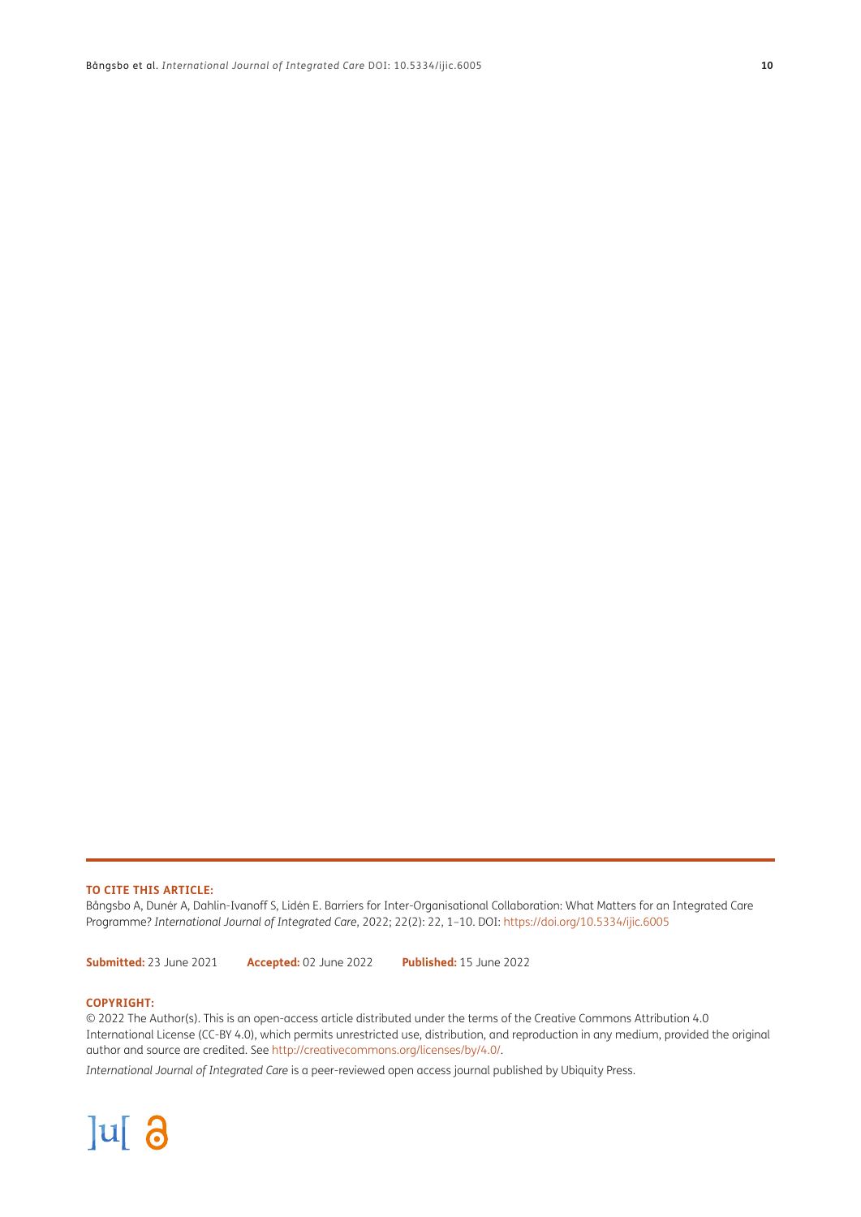**TO CITE THIS ARTICLE:**

Bångsbo A, Dunér A, Dahlin-Ivanoff S, Lidén E. Barriers for Inter-Organisational Collaboration: What Matters for an Integrated Care Programme? *International Journal of Integrated Care*, 2022; 22(2): 22, 1–10. DOI: https://doi.org/10.5334/ijic.6005

**Submitted:** 23 June 2021 **Accepted:** 02 June 2022 **Published:** 15 June 2022

**COPYRIGHT:**

© 2022 The Author(s). This is an open-access article distributed under the terms of the Creative Commons Attribution 4.0 International License (CC-BY 4.0), which permits unrestricted use, distribution, and reproduction in any medium, provided the original author and source are credited. See http://creativecommons.org/licenses/by/4.0/.

*International Journal of Integrated Care* is a peer-reviewed open access journal published by Ubiquity Press.